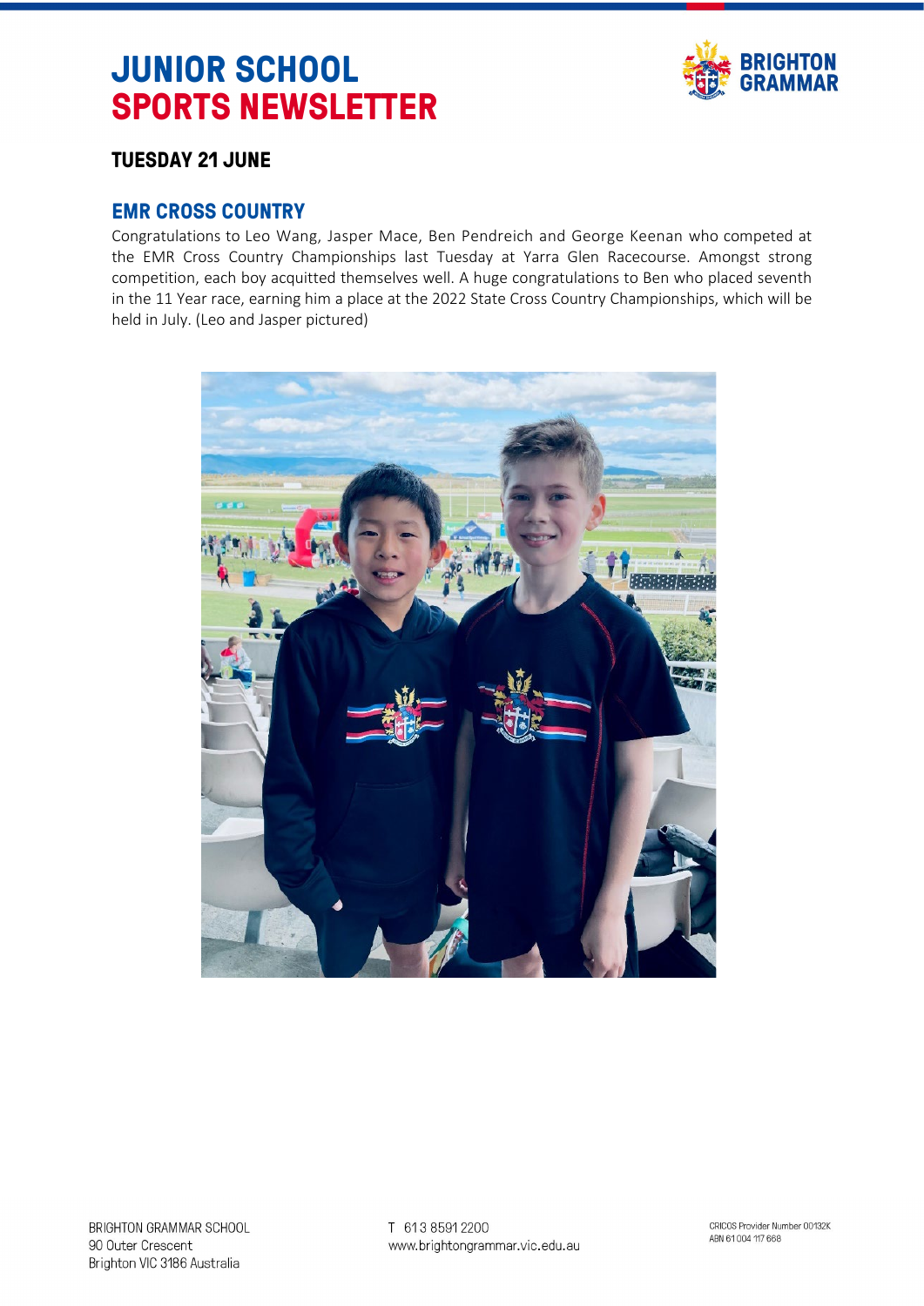# JUNIOR SCHOOL SPORTS NEWSLETTER

### TUESDAY 21 JUNE

## EMR CROSS COUNTRY

Congratulations to Leo Wang, Jasper Mace, Ben Pendreich and George Keenan who competed at the EMR Cross Country Championships last Tuesday at Yarra Glen Racecourse. Amongst strong competition, each boy acquitted themselves well. A huge congratulations to Ben who placed seventh in the 11 Year race, earning him a place at the 2022 State Cross Country Championships, which will be held in July. (Leo and Jasper pictured)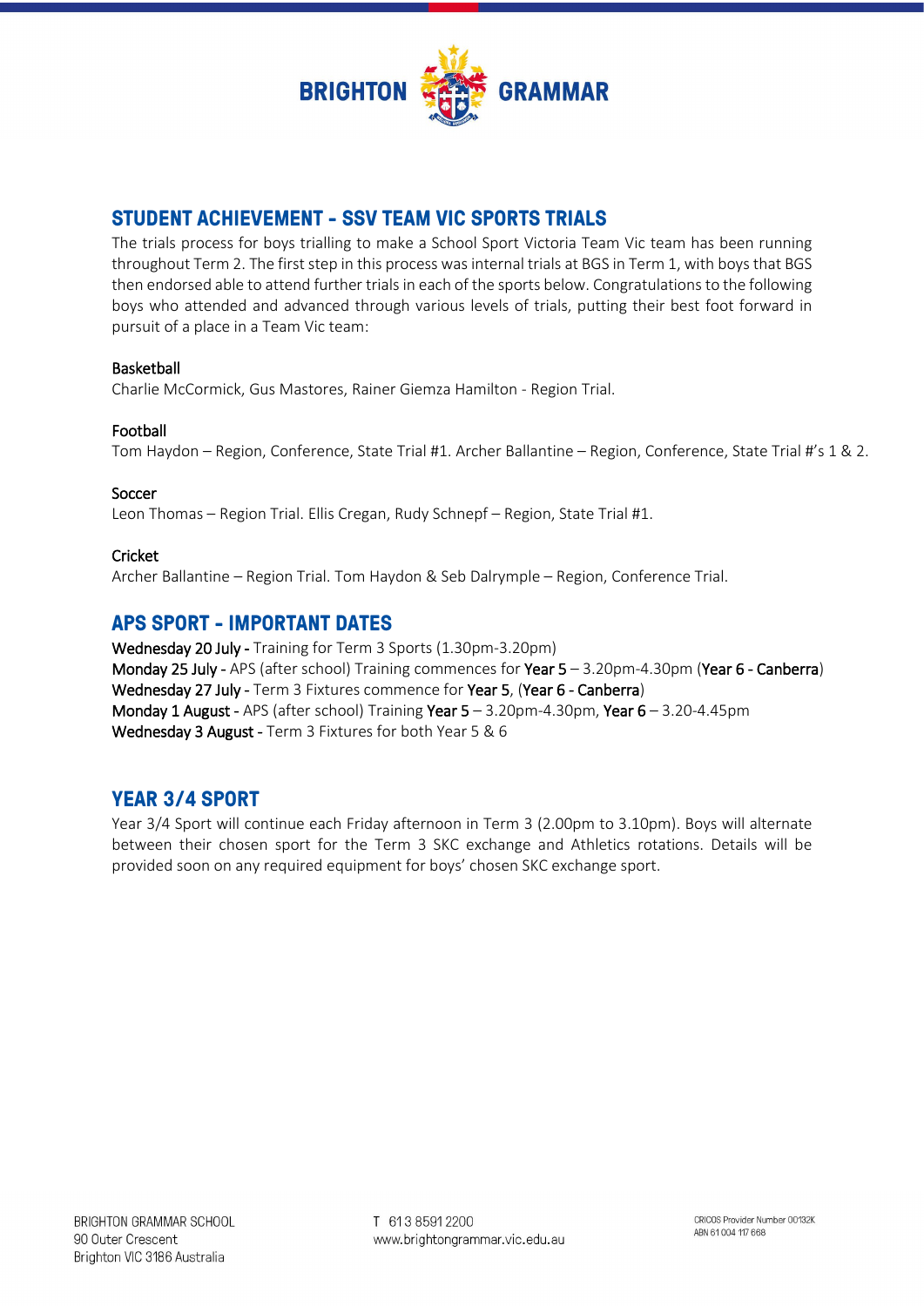## STUDENT ACHIEVEMENT - SSV TEAM VIC SPORTS TRIALS

The trials process for boys trialling to make a School Sport Victoria Team Vic team has been running throughout Term 2. The first step in this process was internal trials at BGS in Term 1, with boys that BGS then endorsed able to attend further trials in each of the sports below. Congratulations to the following boys who attended and advanced through various levels of trials, putting their best foot forward in pursuit of a place in a Team Vic team:

Basketball
Charlie McCormick, Gus Mastores, Rainer Giemza Hamilton - Region Trial.

Football
Tom Haydon – Region, Conference, State Trial #1. Archer Ballantine – Region, Conference, State Trial #'s 1 & 2.

Soccer
Leon Thomas – Region Trial. Ellis Cregan, Rudy Schnepf – Region, State Trial #1.

Cricket
Archer Ballantine – Region Trial. Tom Haydon & Seb Dalrymple – Region, Conference Trial.

## APS SPORT - IMPORTANT DATES

**Wednesday 20 July -** Training for Term 3 Sports (1.30pm-3.20pm)
**Monday 25 July -** APS (after school) Training commences for **Year 5** – 3.20pm-4.30pm (**Year 6 - Canberra**)
**Wednesday 27 July -** Term 3 Fixtures commence for **Year 5**, (**Year 6 - Canberra**)
**Monday 1 August -** APS (after school) Training **Year 5** – 3.20pm-4.30pm, **Year 6** – 3.20-4.45pm
**Wednesday 3 August -** Term 3 Fixtures for both Year 5 & 6

## YEAR 3/4 SPORT

Year 3/4 Sport will continue each Friday afternoon in Term 3 (2.00pm to 3.10pm). Boys will alternate between their chosen sport for the Term 3 SKC exchange and Athletics rotations. Details will be provided soon on any required equipment for boys' chosen SKC exchange sport.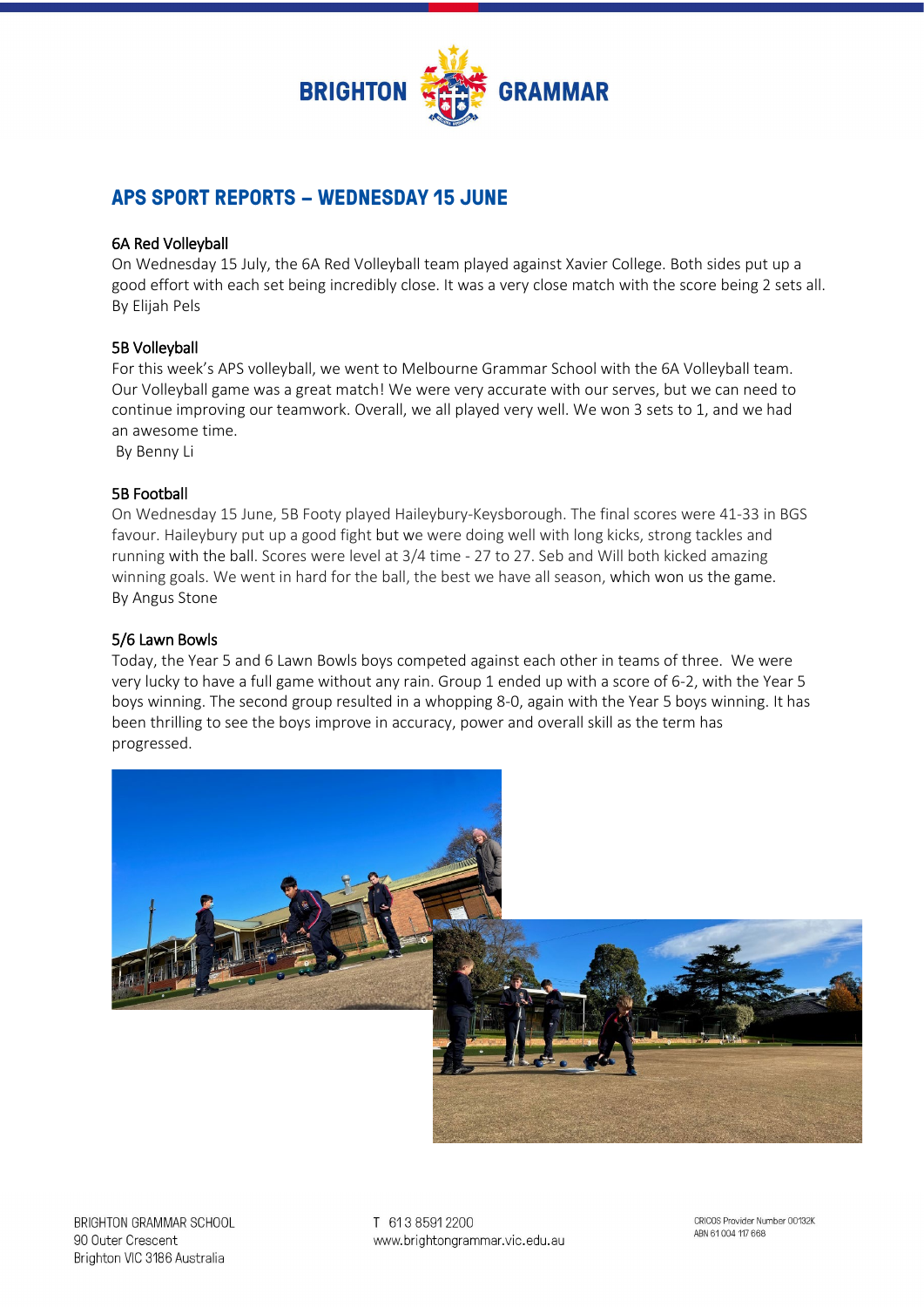# APS SPORT REPORTS – WEDNESDAY 15 JUNE

## 6A Red Volleyball

On Wednesday 15 July, the 6A Red Volleyball team played against Xavier College. Both sides put up a good effort with each set being incredibly close. It was a very close match with the score being 2 sets all.
By Elijah Pels

## 5B Volleyball

For this week's APS volleyball, we went to Melbourne Grammar School with the 6A Volleyball team. Our Volleyball game was a great match! We were very accurate with our serves, but we can need to continue improving our teamwork. Overall, we all played very well. We won 3 sets to 1, and we had an awesome time.
By Benny Li

## 5B Football

On Wednesday 15 June, 5B Footy played Haileybury-Keysborough. The final scores were 41-33 in BGS favour. Haileybury put up a good fight but we were doing well with long kicks, strong tackles and running with the ball. Scores were level at 3/4 time - 27 to 27. Seb and Will both kicked amazing winning goals. We went in hard for the ball, the best we have all season, which won us the game.
By Angus Stone

## 5/6 Lawn Bowls

Today, the Year 5 and 6 Lawn Bowls boys competed against each other in teams of three. We were very lucky to have a full game without any rain. Group 1 ended up with a score of 6-2, with the Year 5 boys winning. The second group resulted in a whopping 8-0, again with the Year 5 boys winning. It has been thrilling to see the boys improve in accuracy, power and overall skill as the term has progressed.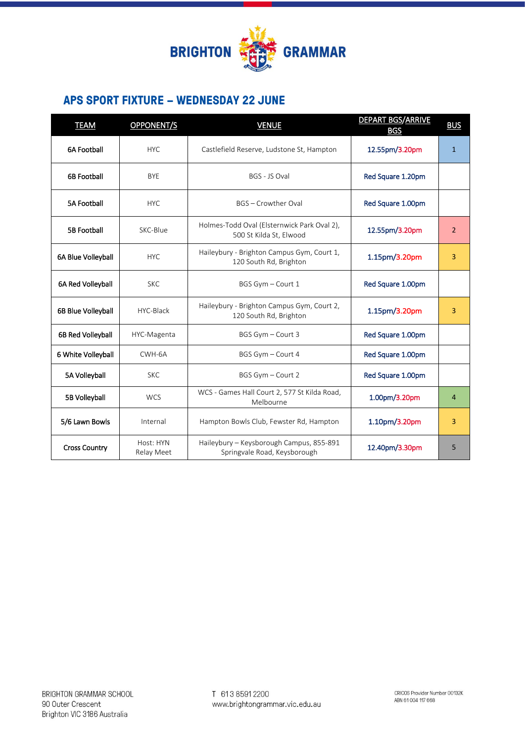BRIGHTON GRAMMAR

## APS SPORT FIXTURE – WEDNESDAY 22 JUNE

| TEAM | OPPONENT/S | VENUE | DEPART BGS/ARRIVE BGS | BUS |
|---|---|---|---|---|
| 6A Football | HYC | Castlefield Reserve, Ludstone St, Hampton | 12.55pm/3.20pm | 1 |
| 6B Football | BYE | BGS - JS Oval | Red Square 1.20pm | |
| 5A Football | HYC | BGS – Crowther Oval | Red Square 1.00pm | |
| 5B Football | SKC-Blue | Holmes-Todd Oval (Elsternwick Park Oval 2), 500 St Kilda St, Elwood | 12.55pm/3.20pm | 2 |
| 6A Blue Volleyball | HYC | Haileybury - Brighton Campus Gym, Court 1, 120 South Rd, Brighton | 1.15pm/3.20pm | 3 |
| 6A Red Volleyball | SKC | BGS Gym – Court 1 | Red Square 1.00pm | |
| 6B Blue Volleyball | HYC-Black | Haileybury - Brighton Campus Gym, Court 2, 120 South Rd, Brighton | 1.15pm/3.20pm | 3 |
| 6B Red Volleyball | HYC-Magenta | BGS Gym – Court 3 | Red Square 1.00pm | |
| 6 White Volleyball | CWH-6A | BGS Gym – Court 4 | Red Square 1.00pm | |
| 5A Volleyball | SKC | BGS Gym – Court 2 | Red Square 1.00pm | |
| 5B Volleyball | WCS | WCS - Games Hall Court 2, 577 St Kilda Road, Melbourne | 1.00pm/3.20pm | 4 |
| 5/6 Lawn Bowls | Internal | Hampton Bowls Club, Fewster Rd, Hampton | 1.10pm/3.20pm | 3 |
| Cross Country | Host: HYN Relay Meet | Haileybury – Keysborough Campus, 855-891 Springvale Road, Keysborough | 12.40pm/3.30pm | 5 |

BRIGHTON GRAMMAR SCHOOL
90 Outer Crescent
Brighton VIC 3186 Australia

T 613 8591 2200
www.brightongrammar.vic.edu.au

CRICOS Provider Number 00132K
ABN 61 004 117 668